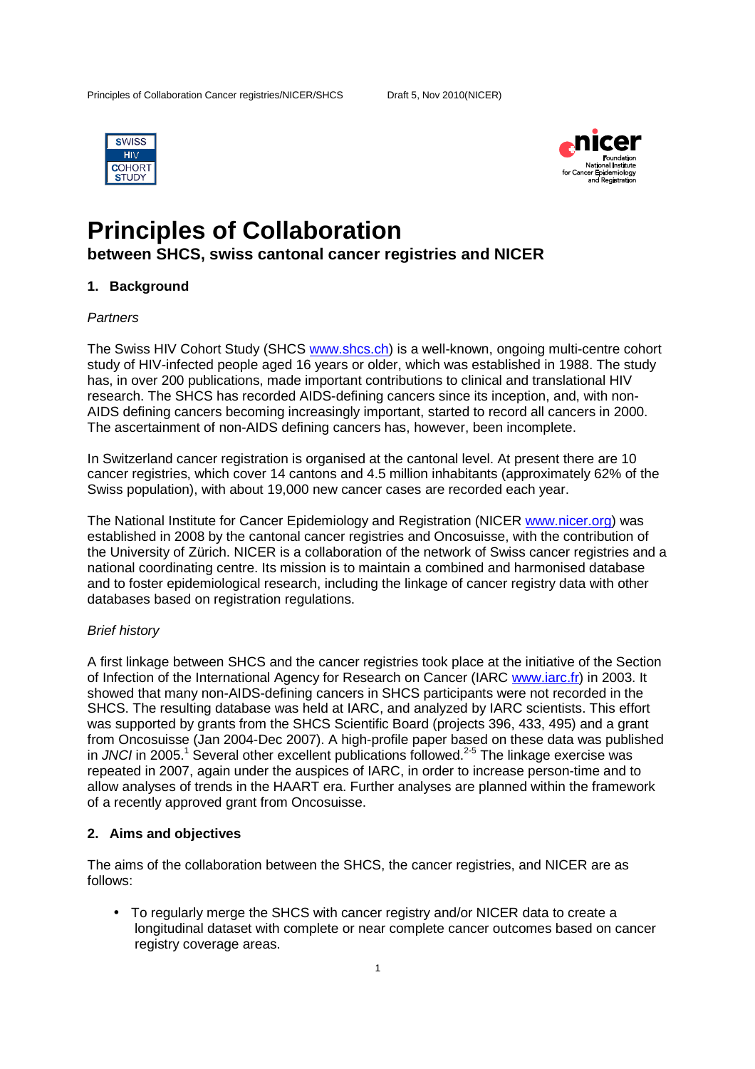# Principles of Collaboration

**between SHCS, swiss cantonal cancer registries and NICER**

## 1. Background

*Partners*

The Swiss HIV Cohort Study (SHCS www.shcs.ch) is a well-known, ongoing multi-centre cohort study of HIV-infected people aged 16 years or older, which was established in 1988. The study has, in over 200 publications, made important contributions to clinical and translational HIV research. The SHCS has recorded AIDS-defining cancers since its inception, and, with non-AIDS defining cancers becoming increasingly important, started to record all cancers in 2000. The ascertainment of non-AIDS defining cancers has, however, been incomplete.

In Switzerland cancer registration is organised at the cantonal level. At present there are 10 cancer registries, which cover 14 cantons and 4.5 million inhabitants (approximately 62% of the Swiss population), with about 19,000 new cancer cases are recorded each year.

The National Institute for Cancer Epidemiology and Registration (NICER www.nicer.org) was established in 2008 by the cantonal cancer registries and Oncosuisse, with the contribution of the University of Zürich. NICER is a collaboration of the network of Swiss cancer registries and a national coordinating centre. Its mission is to maintain a combined and harmonised database and to foster epidemiological research, including the linkage of cancer registry data with other databases based on registration regulations.

*Brief history*

A first linkage between SHCS and the cancer registries took place at the initiative of the Section of Infection of the International Agency for Research on Cancer (IARC www.iarc.fr) in 2003. It showed that many non-AIDS-defining cancers in SHCS participants were not recorded in the SHCS. The resulting database was held at IARC, and analyzed by IARC scientists. This effort was supported by grants from the SHCS Scientific Board (projects 396, 433, 495) and a grant from Oncosuisse (Jan 2004-Dec 2007). A high-profile paper based on these data was published in *JNCI* in 2005.[1] Several other excellent publications followed.[2-5] The linkage exercise was repeated in 2007, again under the auspices of IARC, in order to increase person-time and to allow analyses of trends in the HAART era. Further analyses are planned within the framework of a recently approved grant from Oncosuisse.

## 2. Aims and objectives

The aims of the collaboration between the SHCS, the cancer registries, and NICER are as follows:

- To regularly merge the SHCS with cancer registry and/or NICER data to create a longitudinal dataset with complete or near complete cancer outcomes based on cancer registry coverage areas.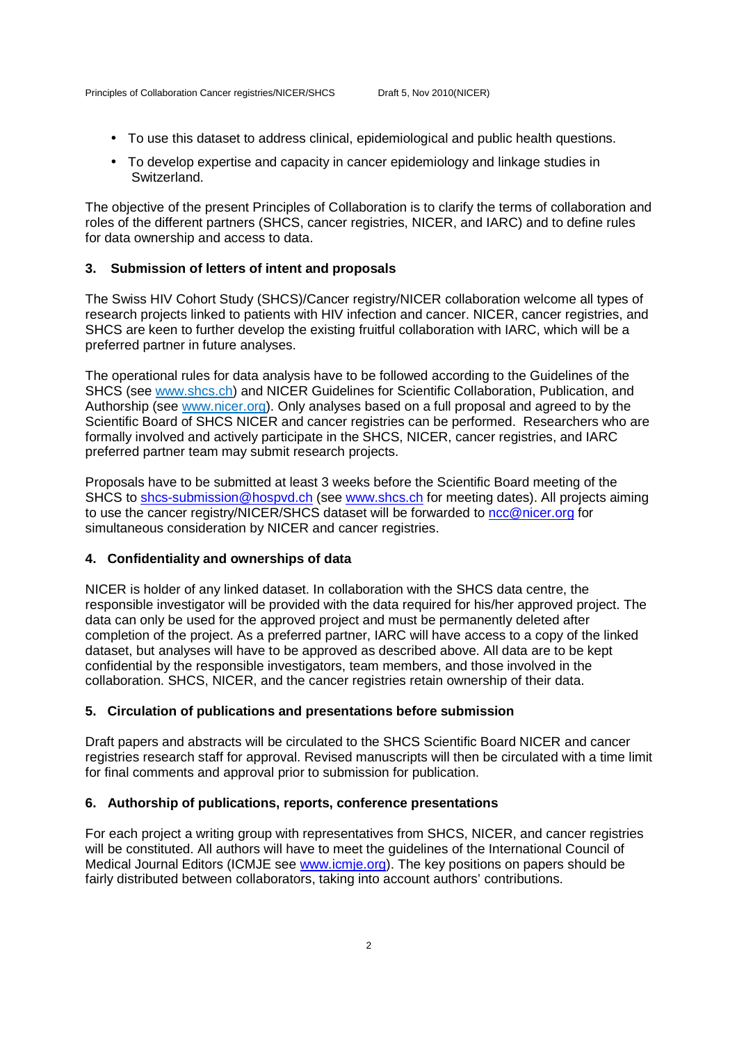- To use this dataset to address clinical, epidemiological and public health questions.
- To develop expertise and capacity in cancer epidemiology and linkage studies in Switzerland.

The objective of the present Principles of Collaboration is to clarify the terms of collaboration and roles of the different partners (SHCS, cancer registries, NICER, and IARC) and to define rules for data ownership and access to data.

## 3. Submission of letters of intent and proposals

The Swiss HIV Cohort Study (SHCS)/Cancer registry/NICER collaboration welcome all types of research projects linked to patients with HIV infection and cancer. NICER, cancer registries, and SHCS are keen to further develop the existing fruitful collaboration with IARC, which will be a preferred partner in future analyses.

The operational rules for data analysis have to be followed according to the Guidelines of the SHCS (see www.shcs.ch) and NICER Guidelines for Scientific Collaboration, Publication, and Authorship (see www.nicer.org). Only analyses based on a full proposal and agreed to by the Scientific Board of SHCS NICER and cancer registries can be performed. Researchers who are formally involved and actively participate in the SHCS, NICER, cancer registries, and IARC preferred partner team may submit research projects.

Proposals have to be submitted at least 3 weeks before the Scientific Board meeting of the SHCS to shcs-submission@hospvd.ch (see www.shcs.ch for meeting dates). All projects aiming to use the cancer registry/NICER/SHCS dataset will be forwarded to ncc@nicer.org for simultaneous consideration by NICER and cancer registries.

## 4. Confidentiality and ownerships of data

NICER is holder of any linked dataset. In collaboration with the SHCS data centre, the responsible investigator will be provided with the data required for his/her approved project. The data can only be used for the approved project and must be permanently deleted after completion of the project. As a preferred partner, IARC will have access to a copy of the linked dataset, but analyses will have to be approved as described above. All data are to be kept confidential by the responsible investigators, team members, and those involved in the collaboration. SHCS, NICER, and the cancer registries retain ownership of their data.

## 5. Circulation of publications and presentations before submission

Draft papers and abstracts will be circulated to the SHCS Scientific Board NICER and cancer registries research staff for approval. Revised manuscripts will then be circulated with a time limit for final comments and approval prior to submission for publication.

## 6. Authorship of publications, reports, conference presentations

For each project a writing group with representatives from SHCS, NICER, and cancer registries will be constituted. All authors will have to meet the guidelines of the International Council of Medical Journal Editors (ICMJE see www.icmje.org). The key positions on papers should be fairly distributed between collaborators, taking into account authors' contributions.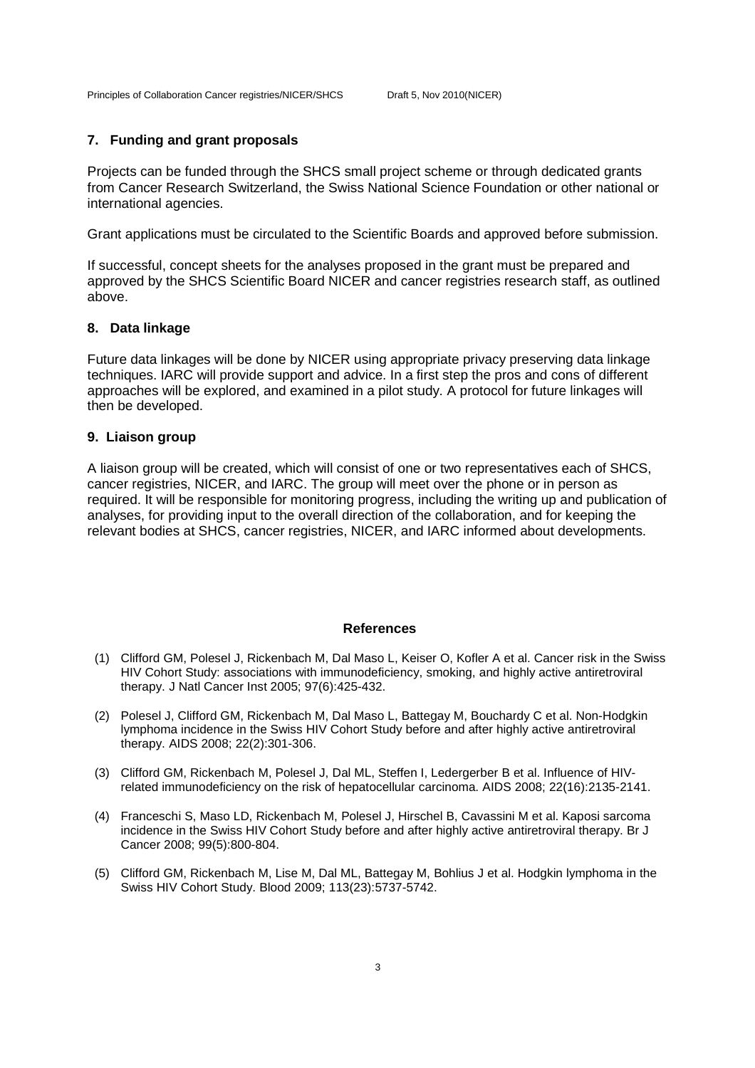## 7. Funding and grant proposals

Projects can be funded through the SHCS small project scheme or through dedicated grants from Cancer Research Switzerland, the Swiss National Science Foundation or other national or international agencies.

Grant applications must be circulated to the Scientific Boards and approved before submission.

If successful, concept sheets for the analyses proposed in the grant must be prepared and approved by the SHCS Scientific Board NICER and cancer registries research staff, as outlined above.

## 8. Data linkage

Future data linkages will be done by NICER using appropriate privacy preserving data linkage techniques. IARC will provide support and advice. In a first step the pros and cons of different approaches will be explored, and examined in a pilot study. A protocol for future linkages will then be developed.

## 9. Liaison group

A liaison group will be created, which will consist of one or two representatives each of SHCS, cancer registries, NICER, and IARC. The group will meet over the phone or in person as required. It will be responsible for monitoring progress, including the writing up and publication of analyses, for providing input to the overall direction of the collaboration, and for keeping the relevant bodies at SHCS, cancer registries, NICER, and IARC informed about developments.

## References

(1) Clifford GM, Polesel J, Rickenbach M, Dal Maso L, Keiser O, Kofler A et al. Cancer risk in the Swiss HIV Cohort Study: associations with immunodeficiency, smoking, and highly active antiretroviral therapy. J Natl Cancer Inst 2005; 97(6):425-432.

(2) Polesel J, Clifford GM, Rickenbach M, Dal Maso L, Battegay M, Bouchardy C et al. Non-Hodgkin lymphoma incidence in the Swiss HIV Cohort Study before and after highly active antiretroviral therapy. AIDS 2008; 22(2):301-306.

(3) Clifford GM, Rickenbach M, Polesel J, Dal ML, Steffen I, Ledergerber B et al. Influence of HIV-related immunodeficiency on the risk of hepatocellular carcinoma. AIDS 2008; 22(16):2135-2141.

(4) Franceschi S, Maso LD, Rickenbach M, Polesel J, Hirschel B, Cavassini M et al. Kaposi sarcoma incidence in the Swiss HIV Cohort Study before and after highly active antiretroviral therapy. Br J Cancer 2008; 99(5):800-804.

(5) Clifford GM, Rickenbach M, Lise M, Dal ML, Battegay M, Bohlius J et al. Hodgkin lymphoma in the Swiss HIV Cohort Study. Blood 2009; 113(23):5737-5742.